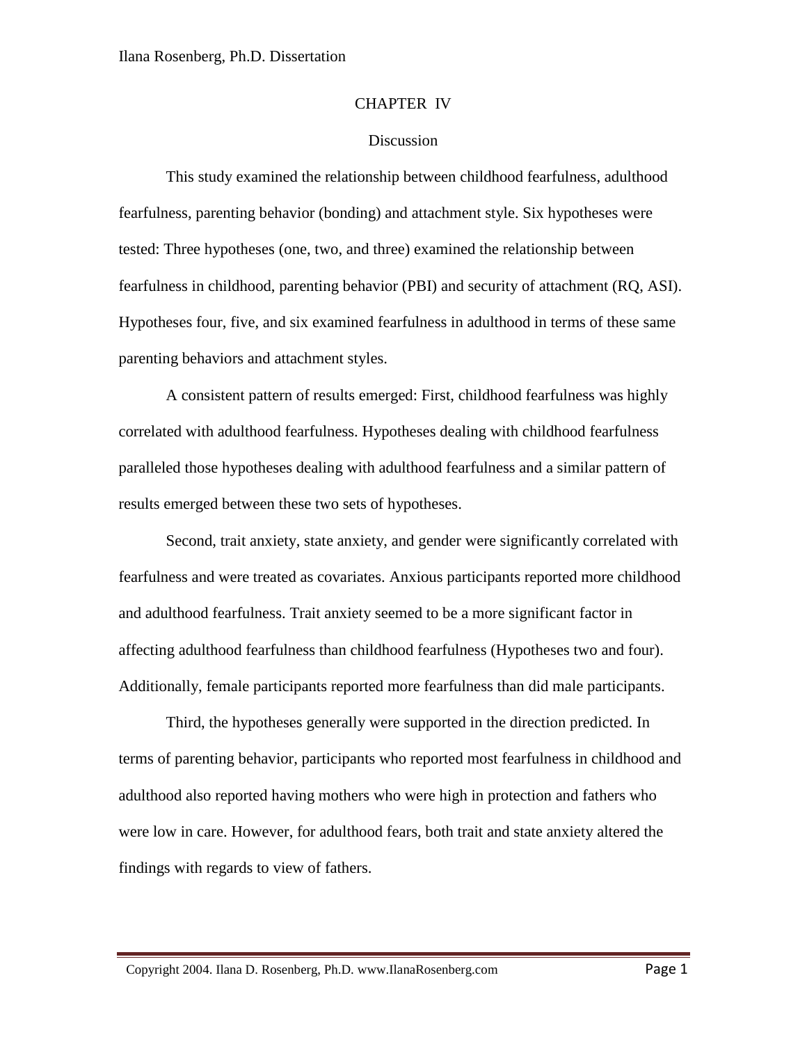# CHAPTER IV

## Discussion

This study examined the relationship between childhood fearfulness, adulthood fearfulness, parenting behavior (bonding) and attachment style. Six hypotheses were tested: Three hypotheses (one, two, and three) examined the relationship between fearfulness in childhood, parenting behavior (PBI) and security of attachment (RQ, ASI). Hypotheses four, five, and six examined fearfulness in adulthood in terms of these same parenting behaviors and attachment styles.

A consistent pattern of results emerged: First, childhood fearfulness was highly correlated with adulthood fearfulness. Hypotheses dealing with childhood fearfulness paralleled those hypotheses dealing with adulthood fearfulness and a similar pattern of results emerged between these two sets of hypotheses.

Second, trait anxiety, state anxiety, and gender were significantly correlated with fearfulness and were treated as covariates. Anxious participants reported more childhood and adulthood fearfulness. Trait anxiety seemed to be a more significant factor in affecting adulthood fearfulness than childhood fearfulness (Hypotheses two and four). Additionally, female participants reported more fearfulness than did male participants.

Third, the hypotheses generally were supported in the direction predicted. In terms of parenting behavior, participants who reported most fearfulness in childhood and adulthood also reported having mothers who were high in protection and fathers who were low in care. However, for adulthood fears, both trait and state anxiety altered the findings with regards to view of fathers.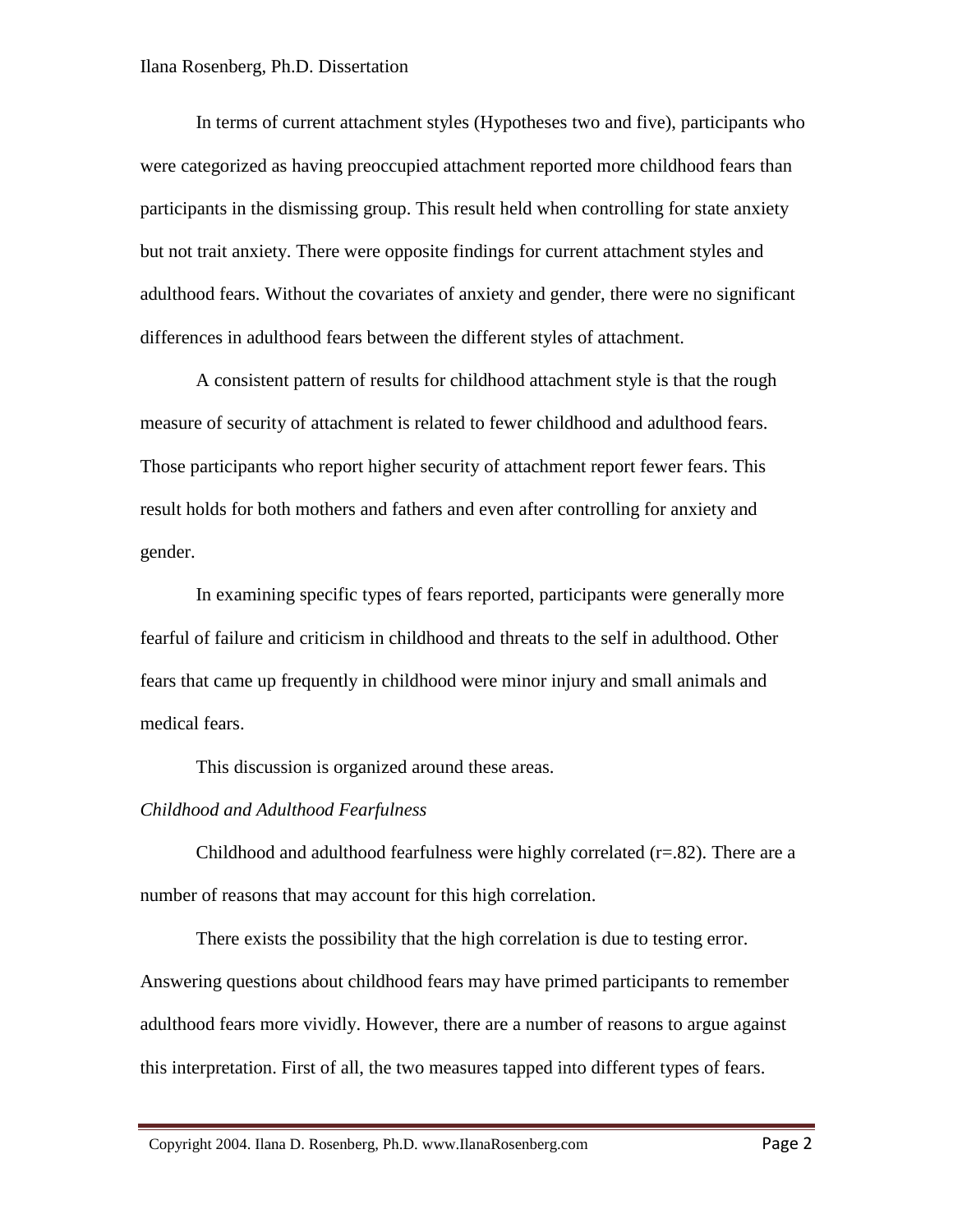In terms of current attachment styles (Hypotheses two and five), participants who were categorized as having preoccupied attachment reported more childhood fears than participants in the dismissing group. This result held when controlling for state anxiety but not trait anxiety. There were opposite findings for current attachment styles and adulthood fears. Without the covariates of anxiety and gender, there were no significant differences in adulthood fears between the different styles of attachment.

A consistent pattern of results for childhood attachment style is that the rough measure of security of attachment is related to fewer childhood and adulthood fears. Those participants who report higher security of attachment report fewer fears. This result holds for both mothers and fathers and even after controlling for anxiety and gender.

In examining specific types of fears reported, participants were generally more fearful of failure and criticism in childhood and threats to the self in adulthood. Other fears that came up frequently in childhood were minor injury and small animals and medical fears.

This discussion is organized around these areas.

*Childhood and Adulthood Fearfulness*

Childhood and adulthood fearfulness were highly correlated ($r=.82$). There are a number of reasons that may account for this high correlation.

There exists the possibility that the high correlation is due to testing error. Answering questions about childhood fears may have primed participants to remember adulthood fears more vividly. However, there are a number of reasons to argue against this interpretation. First of all, the two measures tapped into different types of fears.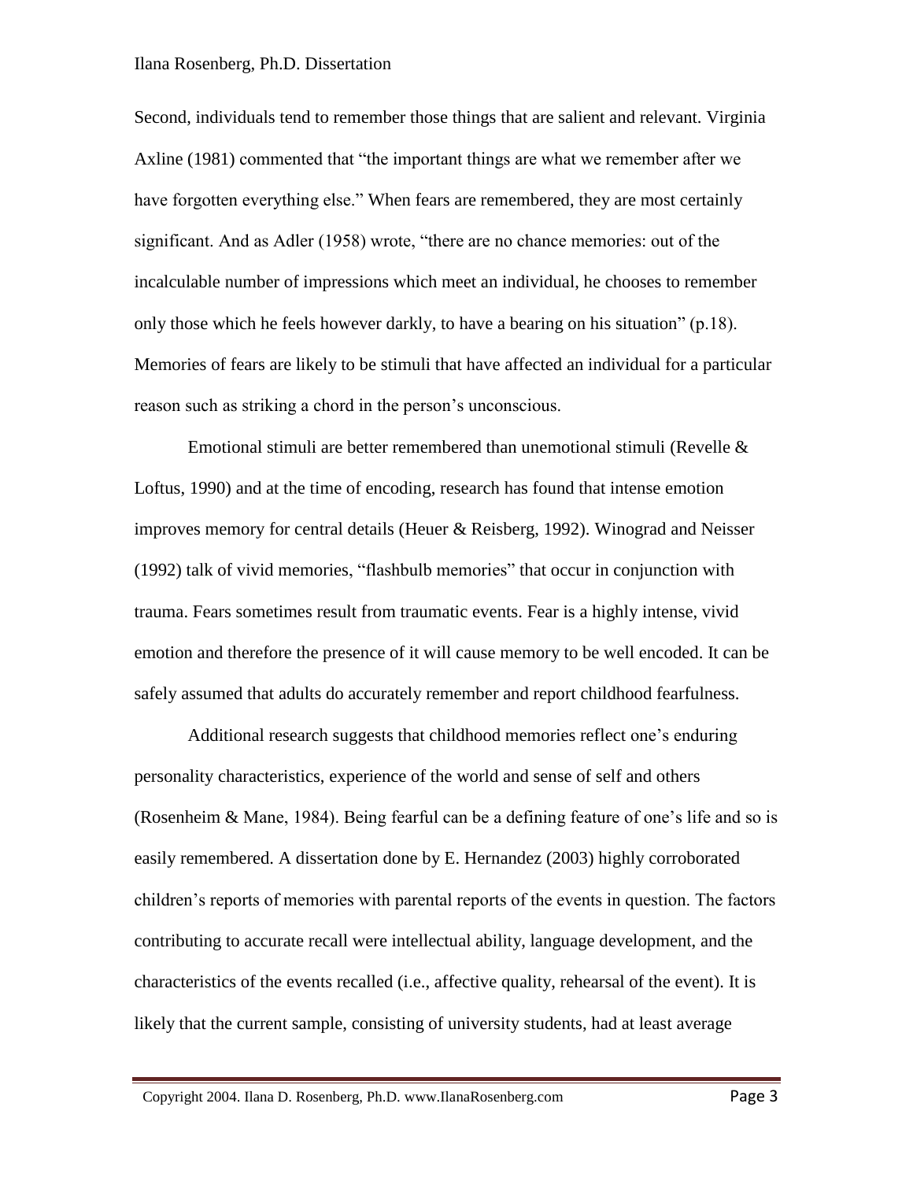Second, individuals tend to remember those things that are salient and relevant. Virginia Axline (1981) commented that "the important things are what we remember after we have forgotten everything else." When fears are remembered, they are most certainly significant. And as Adler (1958) wrote, "there are no chance memories: out of the incalculable number of impressions which meet an individual, he chooses to remember only those which he feels however darkly, to have a bearing on his situation" (p.18). Memories of fears are likely to be stimuli that have affected an individual for a particular reason such as striking a chord in the person's unconscious.

Emotional stimuli are better remembered than unemotional stimuli (Revelle & Loftus, 1990) and at the time of encoding, research has found that intense emotion improves memory for central details (Heuer & Reisberg, 1992). Winograd and Neisser (1992) talk of vivid memories, "flashbulb memories" that occur in conjunction with trauma. Fears sometimes result from traumatic events. Fear is a highly intense, vivid emotion and therefore the presence of it will cause memory to be well encoded. It can be safely assumed that adults do accurately remember and report childhood fearfulness.

Additional research suggests that childhood memories reflect one's enduring personality characteristics, experience of the world and sense of self and others (Rosenheim & Mane, 1984). Being fearful can be a defining feature of one's life and so is easily remembered. A dissertation done by E. Hernandez (2003) highly corroborated children's reports of memories with parental reports of the events in question. The factors contributing to accurate recall were intellectual ability, language development, and the characteristics of the events recalled (i.e., affective quality, rehearsal of the event). It is likely that the current sample, consisting of university students, had at least average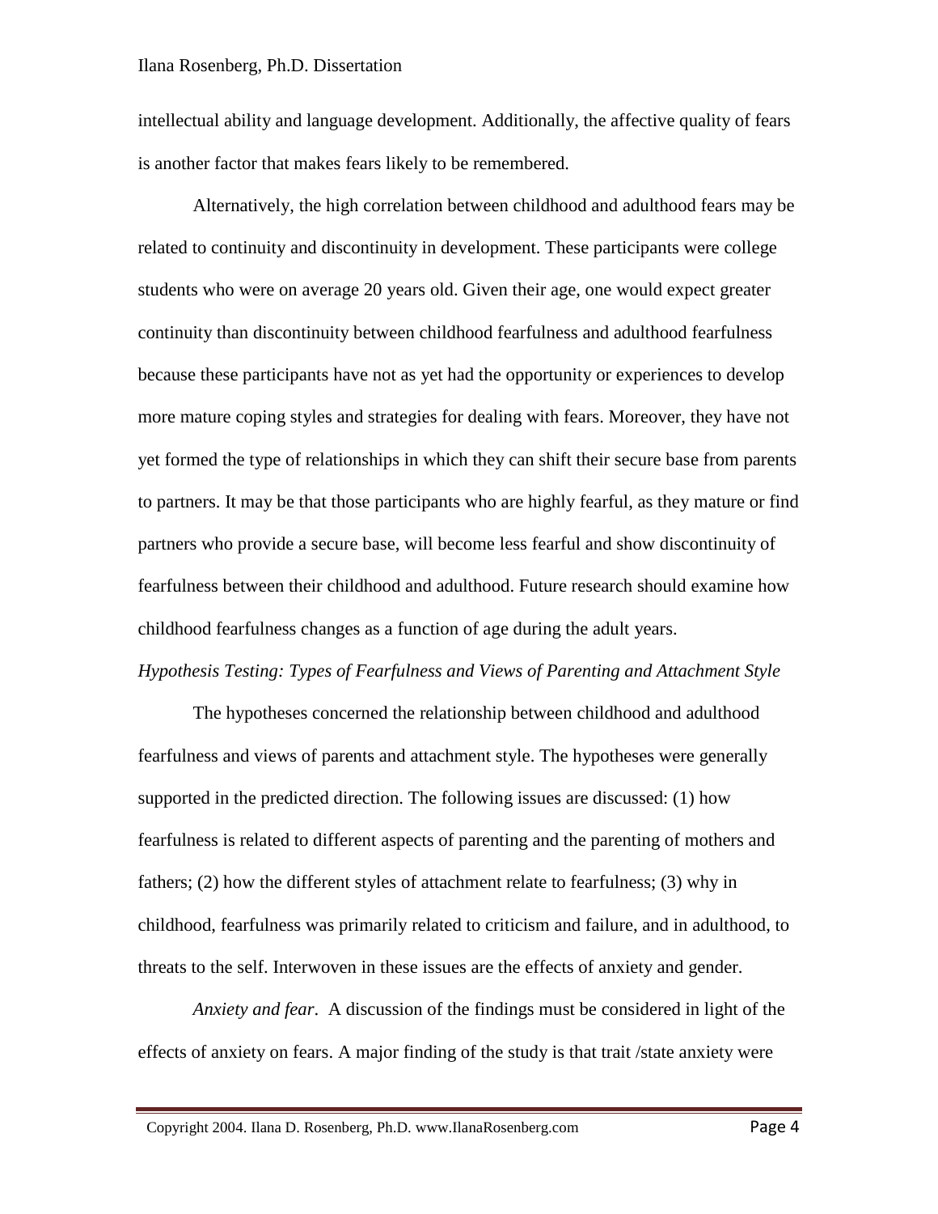intellectual ability and language development. Additionally, the affective quality of fears is another factor that makes fears likely to be remembered.

Alternatively, the high correlation between childhood and adulthood fears may be related to continuity and discontinuity in development. These participants were college students who were on average 20 years old. Given their age, one would expect greater continuity than discontinuity between childhood fearfulness and adulthood fearfulness because these participants have not as yet had the opportunity or experiences to develop more mature coping styles and strategies for dealing with fears. Moreover, they have not yet formed the type of relationships in which they can shift their secure base from parents to partners. It may be that those participants who are highly fearful, as they mature or find partners who provide a secure base, will become less fearful and show discontinuity of fearfulness between their childhood and adulthood. Future research should examine how childhood fearfulness changes as a function of age during the adult years.

### *Hypothesis Testing: Types of Fearfulness and Views of Parenting and Attachment Style*

The hypotheses concerned the relationship between childhood and adulthood fearfulness and views of parents and attachment style. The hypotheses were generally supported in the predicted direction. The following issues are discussed: (1) how fearfulness is related to different aspects of parenting and the parenting of mothers and fathers; (2) how the different styles of attachment relate to fearfulness; (3) why in childhood, fearfulness was primarily related to criticism and failure, and in adulthood, to threats to the self. Interwoven in these issues are the effects of anxiety and gender.

*Anxiety and fear*. A discussion of the findings must be considered in light of the effects of anxiety on fears. A major finding of the study is that trait /state anxiety were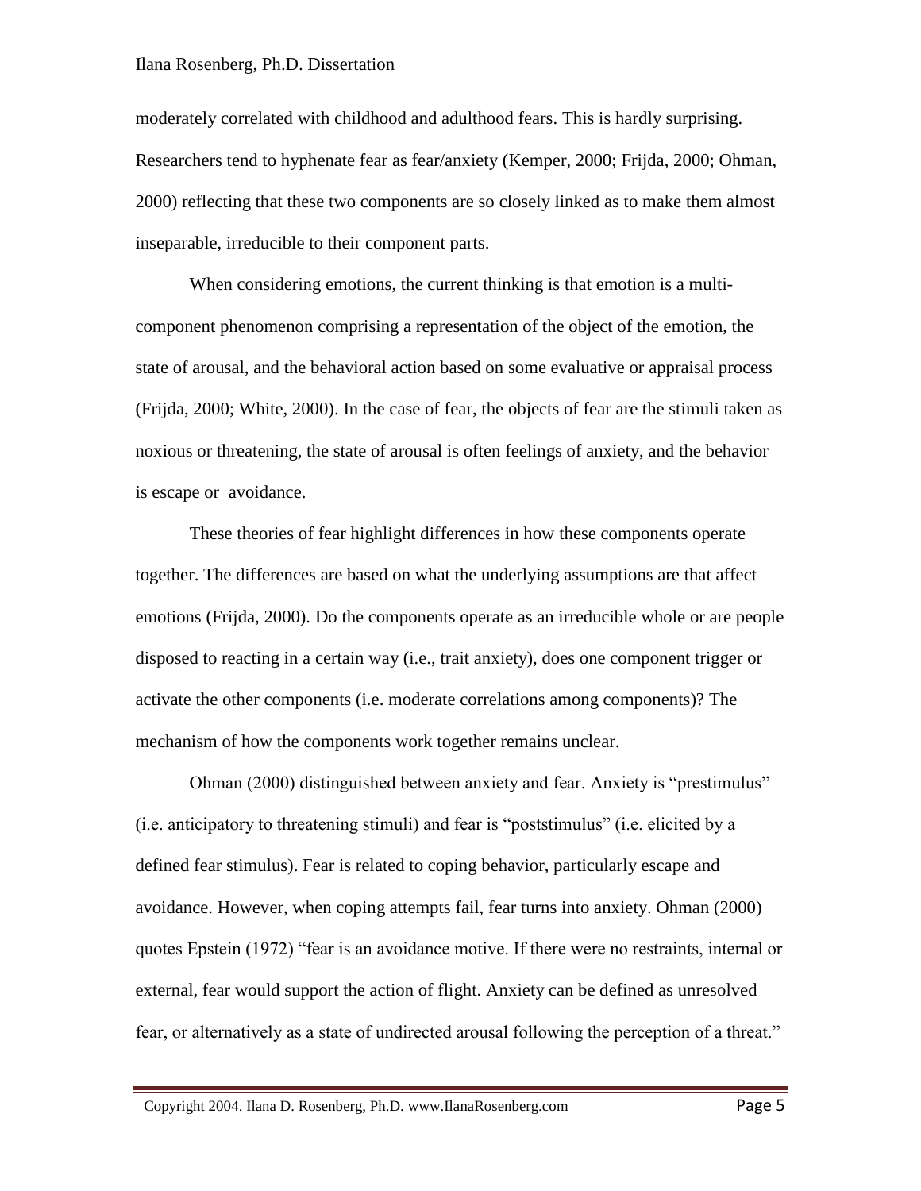moderately correlated with childhood and adulthood fears. This is hardly surprising. Researchers tend to hyphenate fear as fear/anxiety (Kemper, 2000; Frijda, 2000; Ohman, 2000) reflecting that these two components are so closely linked as to make them almost inseparable, irreducible to their component parts.

When considering emotions, the current thinking is that emotion is a multi-component phenomenon comprising a representation of the object of the emotion, the state of arousal, and the behavioral action based on some evaluative or appraisal process (Frijda, 2000; White, 2000). In the case of fear, the objects of fear are the stimuli taken as noxious or threatening, the state of arousal is often feelings of anxiety, and the behavior is escape or avoidance.

These theories of fear highlight differences in how these components operate together. The differences are based on what the underlying assumptions are that affect emotions (Frijda, 2000). Do the components operate as an irreducible whole or are people disposed to reacting in a certain way (i.e., trait anxiety), does one component trigger or activate the other components (i.e. moderate correlations among components)? The mechanism of how the components work together remains unclear.

Ohman (2000) distinguished between anxiety and fear. Anxiety is "prestimulus" (i.e. anticipatory to threatening stimuli) and fear is "poststimulus" (i.e. elicited by a defined fear stimulus). Fear is related to coping behavior, particularly escape and avoidance. However, when coping attempts fail, fear turns into anxiety. Ohman (2000) quotes Epstein (1972) "fear is an avoidance motive. If there were no restraints, internal or external, fear would support the action of flight. Anxiety can be defined as unresolved fear, or alternatively as a state of undirected arousal following the perception of a threat."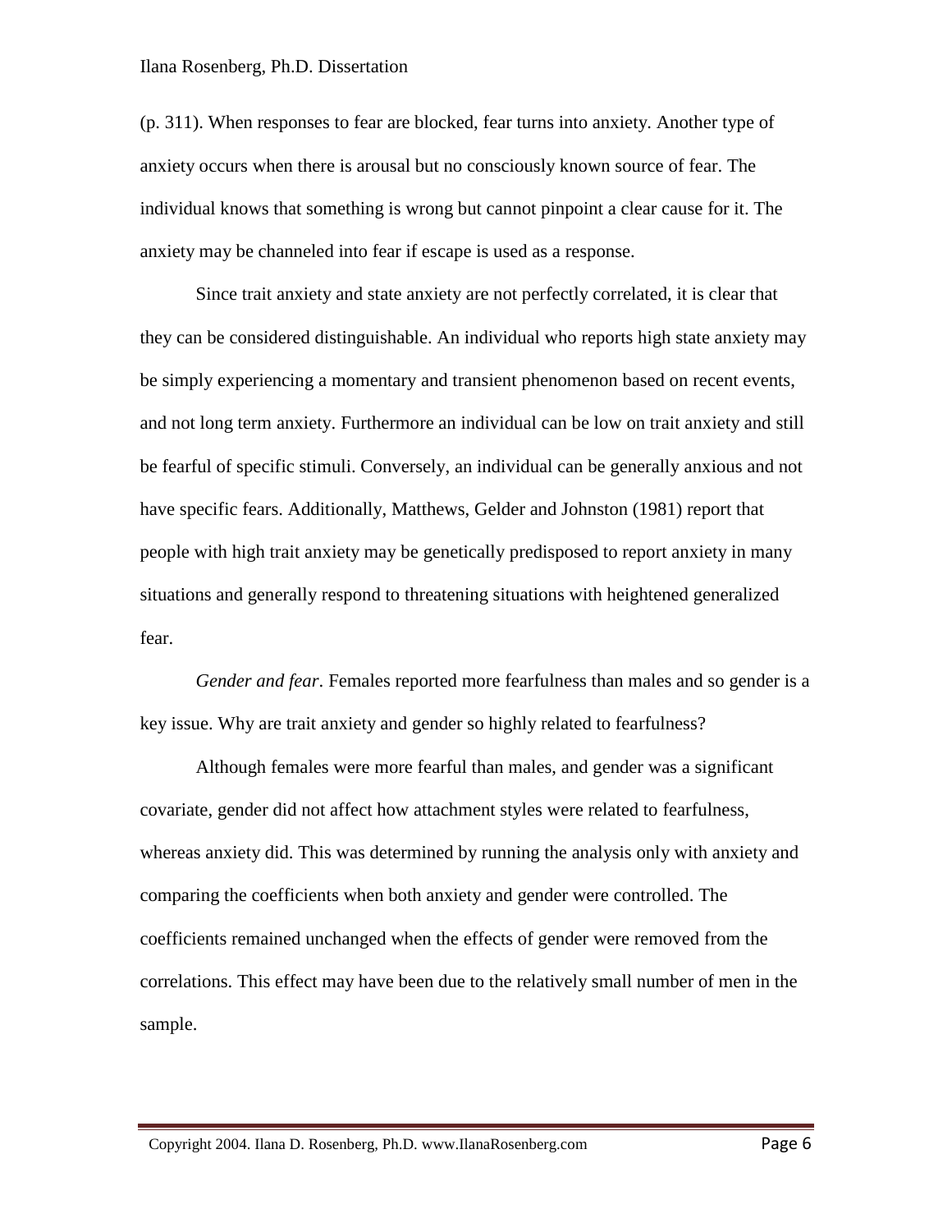(p. 311). When responses to fear are blocked, fear turns into anxiety. Another type of anxiety occurs when there is arousal but no consciously known source of fear. The individual knows that something is wrong but cannot pinpoint a clear cause for it. The anxiety may be channeled into fear if escape is used as a response.

Since trait anxiety and state anxiety are not perfectly correlated, it is clear that they can be considered distinguishable. An individual who reports high state anxiety may be simply experiencing a momentary and transient phenomenon based on recent events, and not long term anxiety. Furthermore an individual can be low on trait anxiety and still be fearful of specific stimuli. Conversely, an individual can be generally anxious and not have specific fears. Additionally, Matthews, Gelder and Johnston (1981) report that people with high trait anxiety may be genetically predisposed to report anxiety in many situations and generally respond to threatening situations with heightened generalized fear.

*Gender and fear*. Females reported more fearfulness than males and so gender is a key issue. Why are trait anxiety and gender so highly related to fearfulness?

Although females were more fearful than males, and gender was a significant covariate, gender did not affect how attachment styles were related to fearfulness, whereas anxiety did. This was determined by running the analysis only with anxiety and comparing the coefficients when both anxiety and gender were controlled. The coefficients remained unchanged when the effects of gender were removed from the correlations. This effect may have been due to the relatively small number of men in the sample.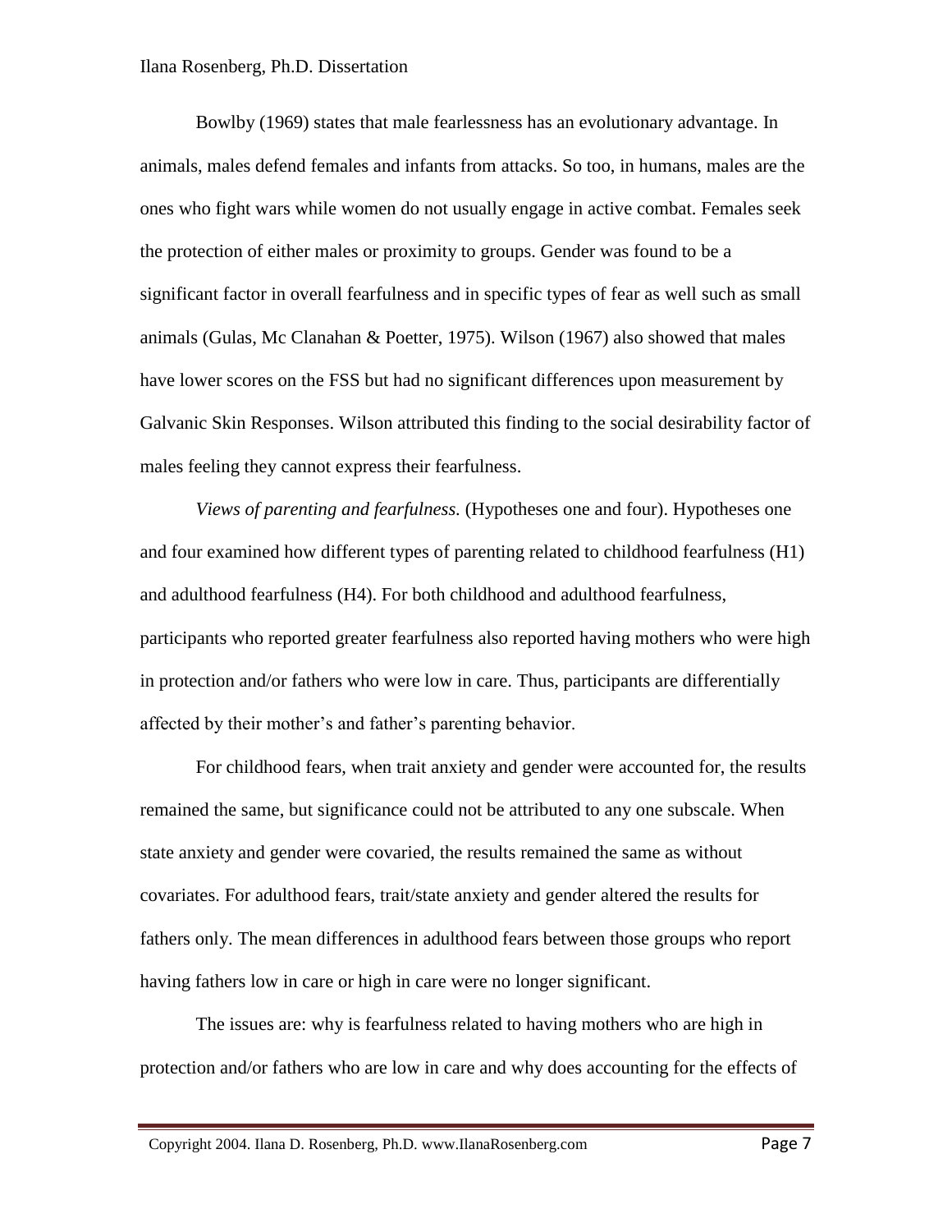Bowlby (1969) states that male fearlessness has an evolutionary advantage. In animals, males defend females and infants from attacks. So too, in humans, males are the ones who fight wars while women do not usually engage in active combat. Females seek the protection of either males or proximity to groups. Gender was found to be a significant factor in overall fearfulness and in specific types of fear as well such as small animals (Gulas, Mc Clanahan & Poetter, 1975). Wilson (1967) also showed that males have lower scores on the FSS but had no significant differences upon measurement by Galvanic Skin Responses. Wilson attributed this finding to the social desirability factor of males feeling they cannot express their fearfulness.

*Views of parenting and fearfulness.* (Hypotheses one and four). Hypotheses one and four examined how different types of parenting related to childhood fearfulness (H1) and adulthood fearfulness (H4). For both childhood and adulthood fearfulness, participants who reported greater fearfulness also reported having mothers who were high in protection and/or fathers who were low in care. Thus, participants are differentially affected by their mother's and father's parenting behavior.

For childhood fears, when trait anxiety and gender were accounted for, the results remained the same, but significance could not be attributed to any one subscale. When state anxiety and gender were covaried, the results remained the same as without covariates. For adulthood fears, trait/state anxiety and gender altered the results for fathers only. The mean differences in adulthood fears between those groups who report having fathers low in care or high in care were no longer significant.

The issues are: why is fearfulness related to having mothers who are high in protection and/or fathers who are low in care and why does accounting for the effects of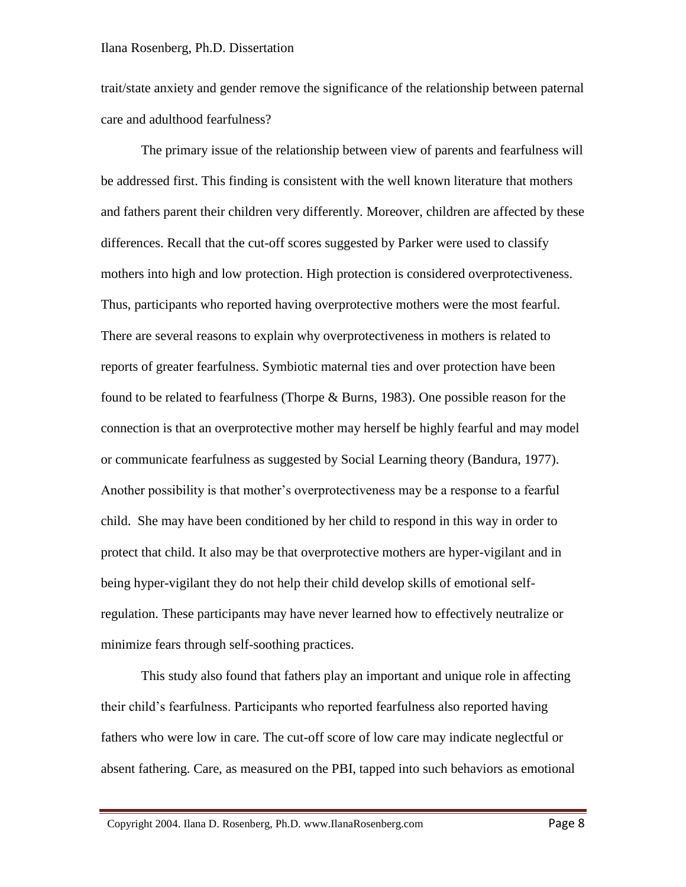trait/state anxiety and gender remove the significance of the relationship between paternal care and adulthood fearfulness?

The primary issue of the relationship between view of parents and fearfulness will be addressed first. This finding is consistent with the well known literature that mothers and fathers parent their children very differently. Moreover, children are affected by these differences. Recall that the cut-off scores suggested by Parker were used to classify mothers into high and low protection. High protection is considered overprotectiveness. Thus, participants who reported having overprotective mothers were the most fearful. There are several reasons to explain why overprotectiveness in mothers is related to reports of greater fearfulness. Symbiotic maternal ties and over protection have been found to be related to fearfulness (Thorpe & Burns, 1983). One possible reason for the connection is that an overprotective mother may herself be highly fearful and may model or communicate fearfulness as suggested by Social Learning theory (Bandura, 1977). Another possibility is that mother's overprotectiveness may be a response to a fearful child. She may have been conditioned by her child to respond in this way in order to protect that child. It also may be that overprotective mothers are hyper-vigilant and in being hyper-vigilant they do not help their child develop skills of emotional self-regulation. These participants may have never learned how to effectively neutralize or minimize fears through self-soothing practices.

This study also found that fathers play an important and unique role in affecting their child's fearfulness. Participants who reported fearfulness also reported having fathers who were low in care. The cut-off score of low care may indicate neglectful or absent fathering. Care, as measured on the PBI, tapped into such behaviors as emotional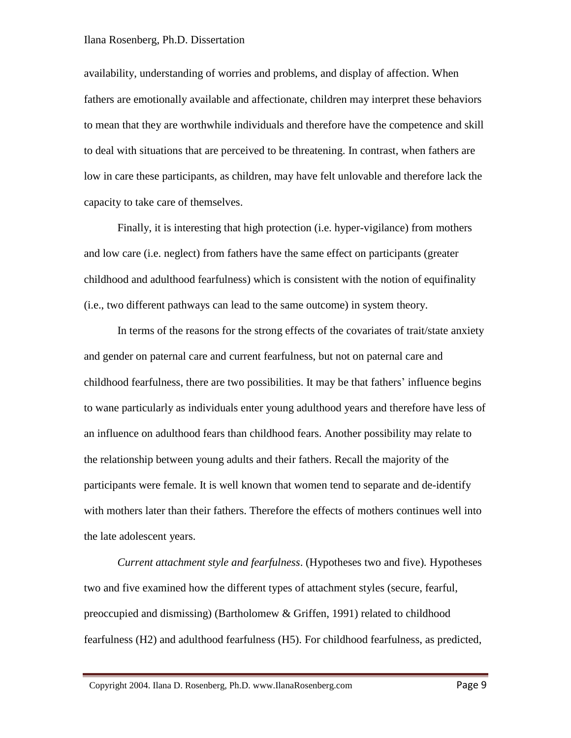availability, understanding of worries and problems, and display of affection. When fathers are emotionally available and affectionate, children may interpret these behaviors to mean that they are worthwhile individuals and therefore have the competence and skill to deal with situations that are perceived to be threatening. In contrast, when fathers are low in care these participants, as children, may have felt unlovable and therefore lack the capacity to take care of themselves.

Finally, it is interesting that high protection (i.e. hyper-vigilance) from mothers and low care (i.e. neglect) from fathers have the same effect on participants (greater childhood and adulthood fearfulness) which is consistent with the notion of equifinality (i.e., two different pathways can lead to the same outcome) in system theory.

In terms of the reasons for the strong effects of the covariates of trait/state anxiety and gender on paternal care and current fearfulness, but not on paternal care and childhood fearfulness, there are two possibilities. It may be that fathers' influence begins to wane particularly as individuals enter young adulthood years and therefore have less of an influence on adulthood fears than childhood fears. Another possibility may relate to the relationship between young adults and their fathers. Recall the majority of the participants were female. It is well known that women tend to separate and de-identify with mothers later than their fathers. Therefore the effects of mothers continues well into the late adolescent years.

*Current attachment style and fearfulness*. (Hypotheses two and five)*.* Hypotheses two and five examined how the different types of attachment styles (secure, fearful, preoccupied and dismissing) (Bartholomew & Griffen, 1991) related to childhood fearfulness (H2) and adulthood fearfulness (H5). For childhood fearfulness, as predicted,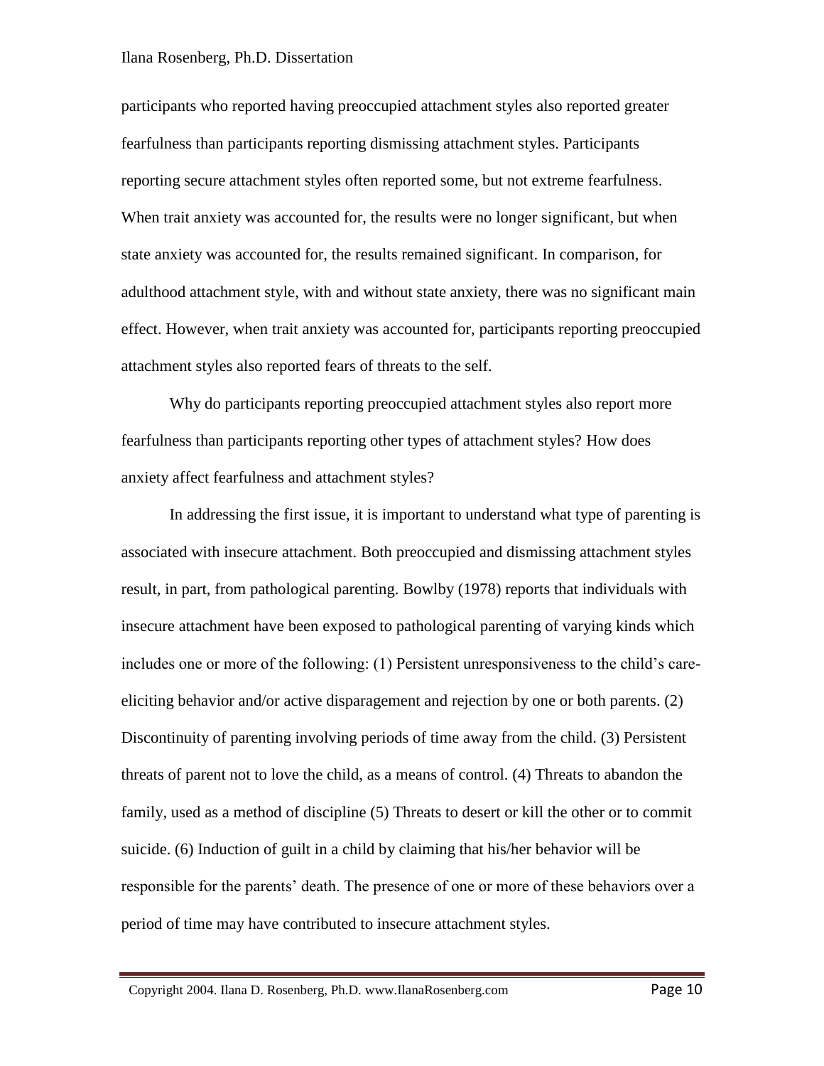participants who reported having preoccupied attachment styles also reported greater fearfulness than participants reporting dismissing attachment styles. Participants reporting secure attachment styles often reported some, but not extreme fearfulness. When trait anxiety was accounted for, the results were no longer significant, but when state anxiety was accounted for, the results remained significant. In comparison, for adulthood attachment style, with and without state anxiety, there was no significant main effect. However, when trait anxiety was accounted for, participants reporting preoccupied attachment styles also reported fears of threats to the self.

Why do participants reporting preoccupied attachment styles also report more fearfulness than participants reporting other types of attachment styles? How does anxiety affect fearfulness and attachment styles?

In addressing the first issue, it is important to understand what type of parenting is associated with insecure attachment. Both preoccupied and dismissing attachment styles result, in part, from pathological parenting. Bowlby (1978) reports that individuals with insecure attachment have been exposed to pathological parenting of varying kinds which includes one or more of the following: (1) Persistent unresponsiveness to the child's care-eliciting behavior and/or active disparagement and rejection by one or both parents. (2) Discontinuity of parenting involving periods of time away from the child. (3) Persistent threats of parent not to love the child, as a means of control. (4) Threats to abandon the family, used as a method of discipline (5) Threats to desert or kill the other or to commit suicide. (6) Induction of guilt in a child by claiming that his/her behavior will be responsible for the parents' death. The presence of one or more of these behaviors over a period of time may have contributed to insecure attachment styles.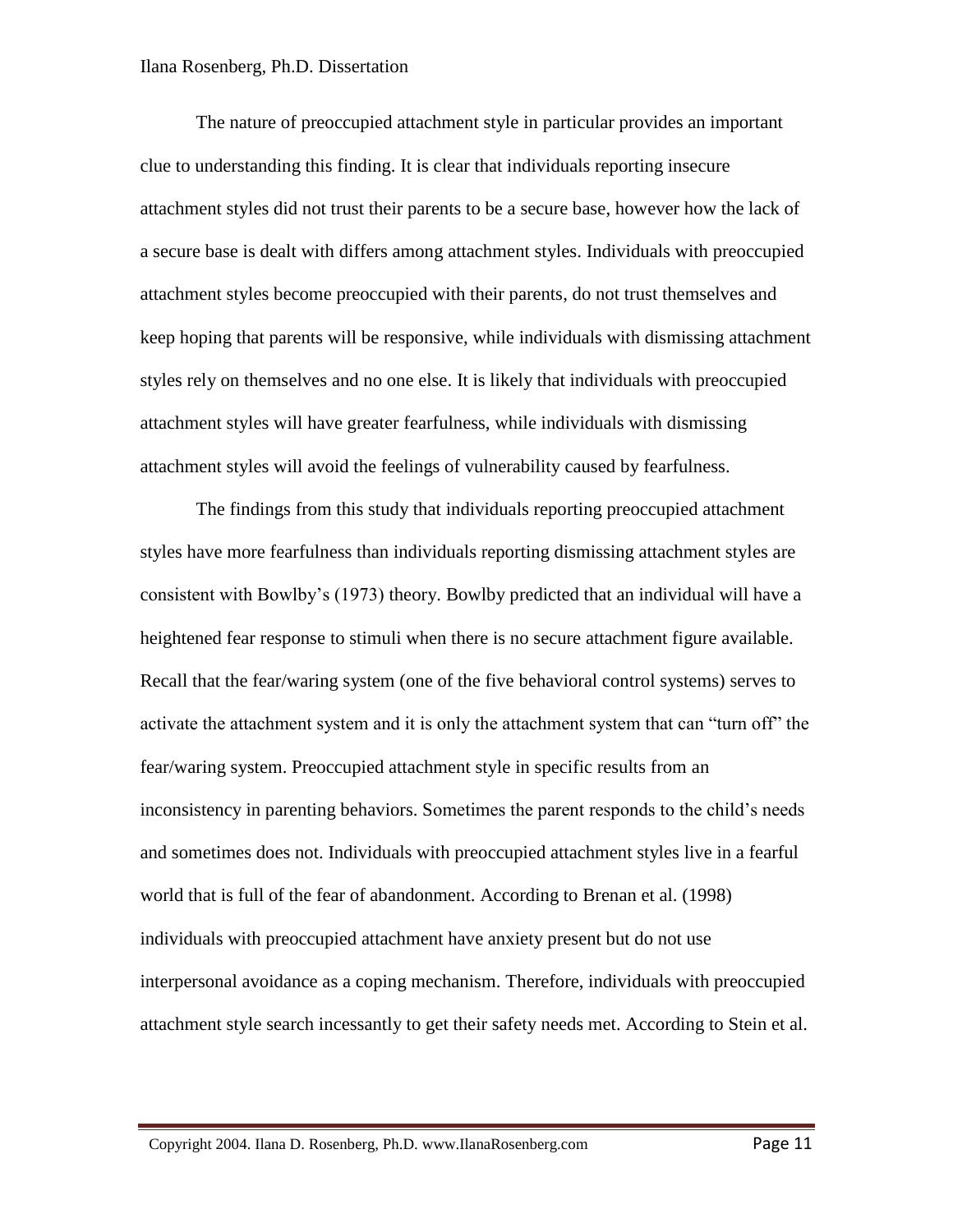The nature of preoccupied attachment style in particular provides an important clue to understanding this finding. It is clear that individuals reporting insecure attachment styles did not trust their parents to be a secure base, however how the lack of a secure base is dealt with differs among attachment styles. Individuals with preoccupied attachment styles become preoccupied with their parents, do not trust themselves and keep hoping that parents will be responsive, while individuals with dismissing attachment styles rely on themselves and no one else. It is likely that individuals with preoccupied attachment styles will have greater fearfulness, while individuals with dismissing attachment styles will avoid the feelings of vulnerability caused by fearfulness.

The findings from this study that individuals reporting preoccupied attachment styles have more fearfulness than individuals reporting dismissing attachment styles are consistent with Bowlby's (1973) theory. Bowlby predicted that an individual will have a heightened fear response to stimuli when there is no secure attachment figure available. Recall that the fear/waring system (one of the five behavioral control systems) serves to activate the attachment system and it is only the attachment system that can "turn off" the fear/waring system. Preoccupied attachment style in specific results from an inconsistency in parenting behaviors. Sometimes the parent responds to the child's needs and sometimes does not. Individuals with preoccupied attachment styles live in a fearful world that is full of the fear of abandonment. According to Brenan et al. (1998) individuals with preoccupied attachment have anxiety present but do not use interpersonal avoidance as a coping mechanism. Therefore, individuals with preoccupied attachment style search incessantly to get their safety needs met. According to Stein et al.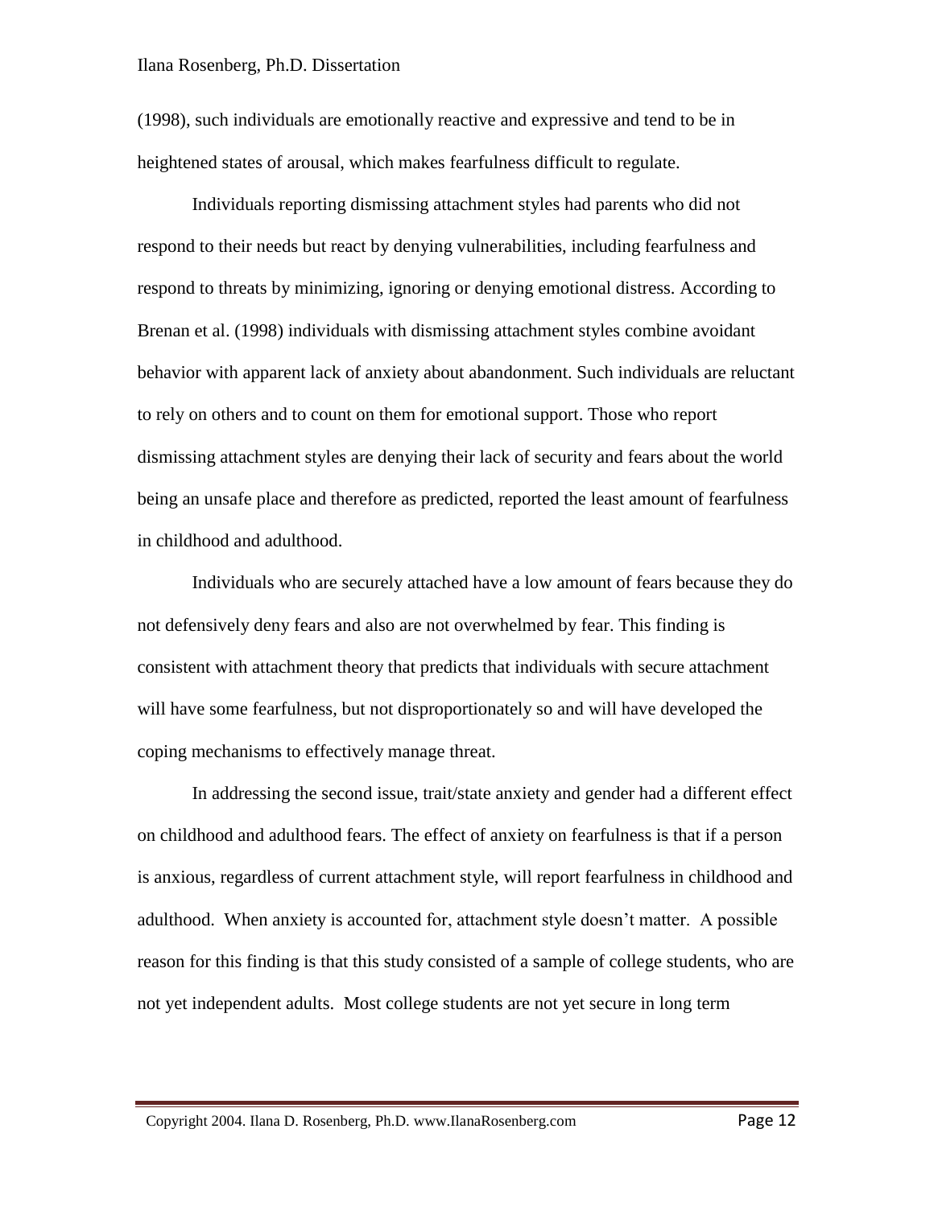(1998), such individuals are emotionally reactive and expressive and tend to be in heightened states of arousal, which makes fearfulness difficult to regulate.

Individuals reporting dismissing attachment styles had parents who did not respond to their needs but react by denying vulnerabilities, including fearfulness and respond to threats by minimizing, ignoring or denying emotional distress. According to Brenan et al. (1998) individuals with dismissing attachment styles combine avoidant behavior with apparent lack of anxiety about abandonment. Such individuals are reluctant to rely on others and to count on them for emotional support. Those who report dismissing attachment styles are denying their lack of security and fears about the world being an unsafe place and therefore as predicted, reported the least amount of fearfulness in childhood and adulthood.

Individuals who are securely attached have a low amount of fears because they do not defensively deny fears and also are not overwhelmed by fear. This finding is consistent with attachment theory that predicts that individuals with secure attachment will have some fearfulness, but not disproportionately so and will have developed the coping mechanisms to effectively manage threat.

In addressing the second issue, trait/state anxiety and gender had a different effect on childhood and adulthood fears. The effect of anxiety on fearfulness is that if a person is anxious, regardless of current attachment style, will report fearfulness in childhood and adulthood. When anxiety is accounted for, attachment style doesn't matter. A possible reason for this finding is that this study consisted of a sample of college students, who are not yet independent adults. Most college students are not yet secure in long term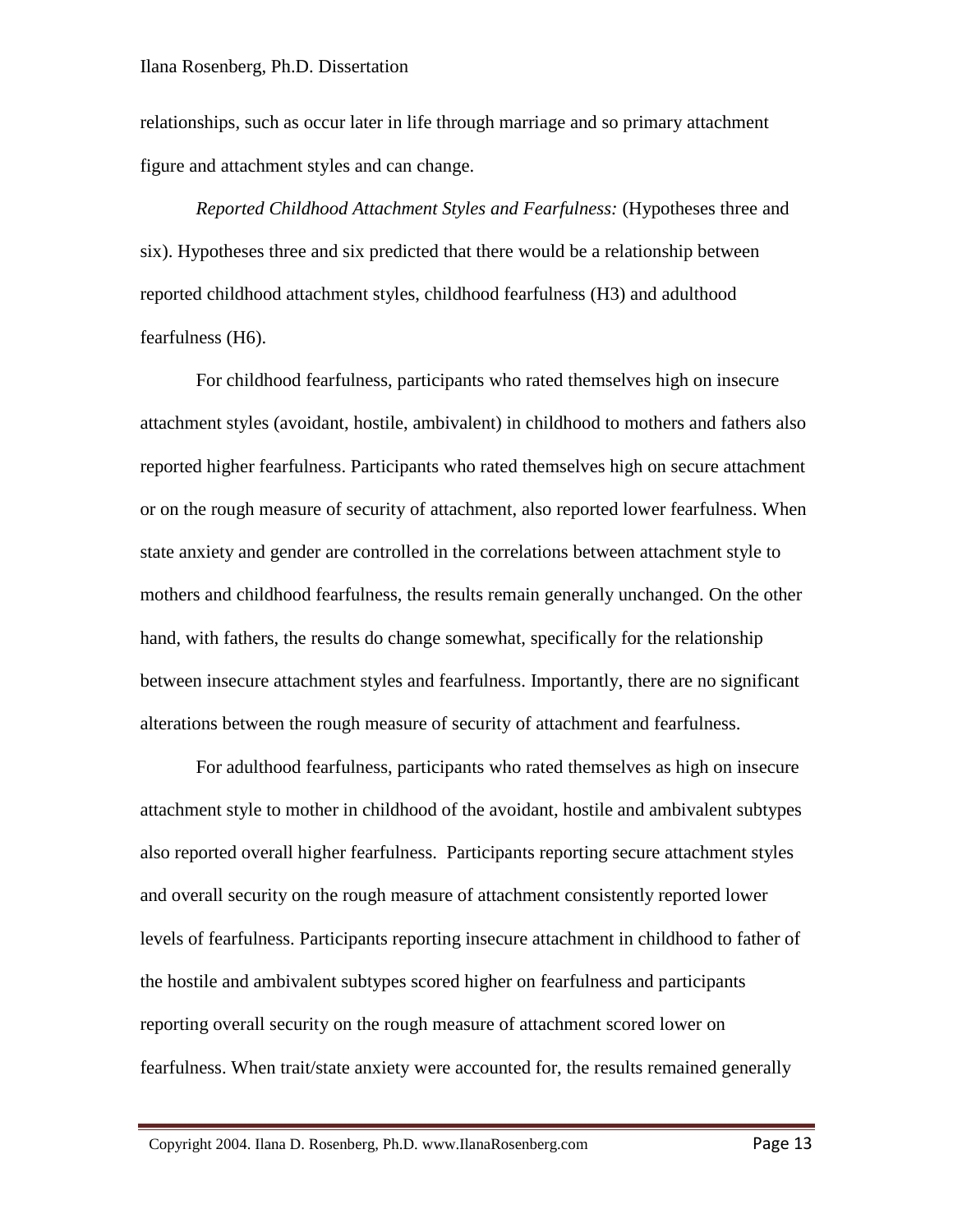relationships, such as occur later in life through marriage and so primary attachment figure and attachment styles and can change.

*Reported Childhood Attachment Styles and Fearfulness:* (Hypotheses three and six). Hypotheses three and six predicted that there would be a relationship between reported childhood attachment styles, childhood fearfulness (H3) and adulthood fearfulness (H6).

For childhood fearfulness, participants who rated themselves high on insecure attachment styles (avoidant, hostile, ambivalent) in childhood to mothers and fathers also reported higher fearfulness. Participants who rated themselves high on secure attachment or on the rough measure of security of attachment, also reported lower fearfulness. When state anxiety and gender are controlled in the correlations between attachment style to mothers and childhood fearfulness, the results remain generally unchanged. On the other hand, with fathers, the results do change somewhat, specifically for the relationship between insecure attachment styles and fearfulness. Importantly, there are no significant alterations between the rough measure of security of attachment and fearfulness.

For adulthood fearfulness, participants who rated themselves as high on insecure attachment style to mother in childhood of the avoidant, hostile and ambivalent subtypes also reported overall higher fearfulness. Participants reporting secure attachment styles and overall security on the rough measure of attachment consistently reported lower levels of fearfulness. Participants reporting insecure attachment in childhood to father of the hostile and ambivalent subtypes scored higher on fearfulness and participants reporting overall security on the rough measure of attachment scored lower on fearfulness. When trait/state anxiety were accounted for, the results remained generally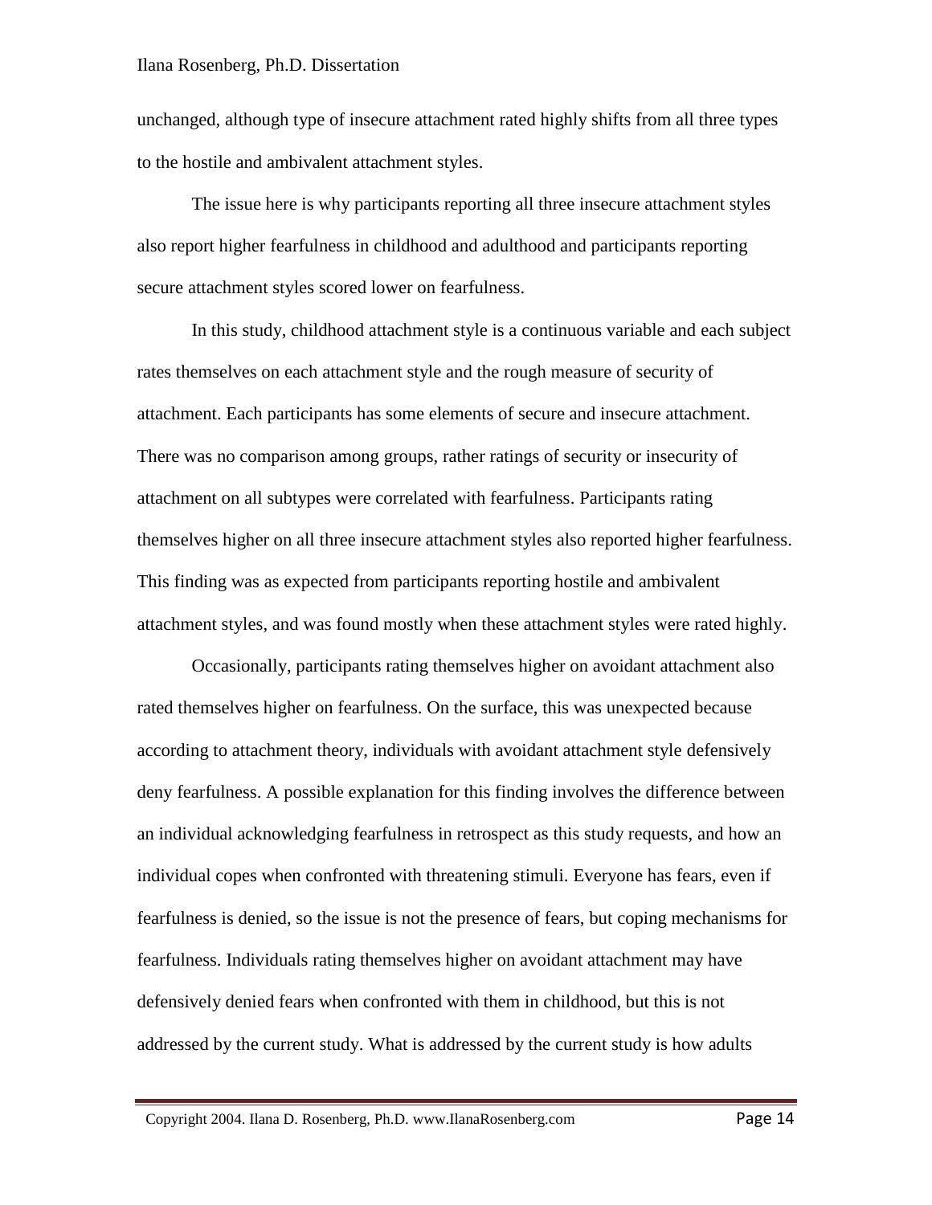unchanged, although type of insecure attachment rated highly shifts from all three types to the hostile and ambivalent attachment styles.

The issue here is why participants reporting all three insecure attachment styles also report higher fearfulness in childhood and adulthood and participants reporting secure attachment styles scored lower on fearfulness.

In this study, childhood attachment style is a continuous variable and each subject rates themselves on each attachment style and the rough measure of security of attachment. Each participants has some elements of secure and insecure attachment. There was no comparison among groups, rather ratings of security or insecurity of attachment on all subtypes were correlated with fearfulness. Participants rating themselves higher on all three insecure attachment styles also reported higher fearfulness. This finding was as expected from participants reporting hostile and ambivalent attachment styles, and was found mostly when these attachment styles were rated highly.

Occasionally, participants rating themselves higher on avoidant attachment also rated themselves higher on fearfulness. On the surface, this was unexpected because according to attachment theory, individuals with avoidant attachment style defensively deny fearfulness. A possible explanation for this finding involves the difference between an individual acknowledging fearfulness in retrospect as this study requests, and how an individual copes when confronted with threatening stimuli. Everyone has fears, even if fearfulness is denied, so the issue is not the presence of fears, but coping mechanisms for fearfulness. Individuals rating themselves higher on avoidant attachment may have defensively denied fears when confronted with them in childhood, but this is not addressed by the current study. What is addressed by the current study is how adults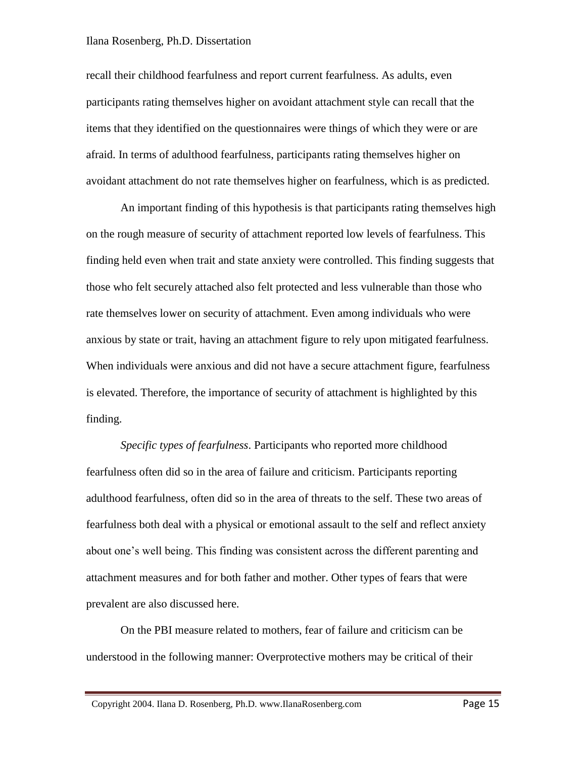recall their childhood fearfulness and report current fearfulness. As adults, even participants rating themselves higher on avoidant attachment style can recall that the items that they identified on the questionnaires were things of which they were or are afraid. In terms of adulthood fearfulness, participants rating themselves higher on avoidant attachment do not rate themselves higher on fearfulness, which is as predicted.

An important finding of this hypothesis is that participants rating themselves high on the rough measure of security of attachment reported low levels of fearfulness. This finding held even when trait and state anxiety were controlled. This finding suggests that those who felt securely attached also felt protected and less vulnerable than those who rate themselves lower on security of attachment. Even among individuals who were anxious by state or trait, having an attachment figure to rely upon mitigated fearfulness. When individuals were anxious and did not have a secure attachment figure, fearfulness is elevated. Therefore, the importance of security of attachment is highlighted by this finding.

*Specific types of fearfulness*. Participants who reported more childhood fearfulness often did so in the area of failure and criticism. Participants reporting adulthood fearfulness, often did so in the area of threats to the self. These two areas of fearfulness both deal with a physical or emotional assault to the self and reflect anxiety about one's well being. This finding was consistent across the different parenting and attachment measures and for both father and mother. Other types of fears that were prevalent are also discussed here.

On the PBI measure related to mothers, fear of failure and criticism can be understood in the following manner: Overprotective mothers may be critical of their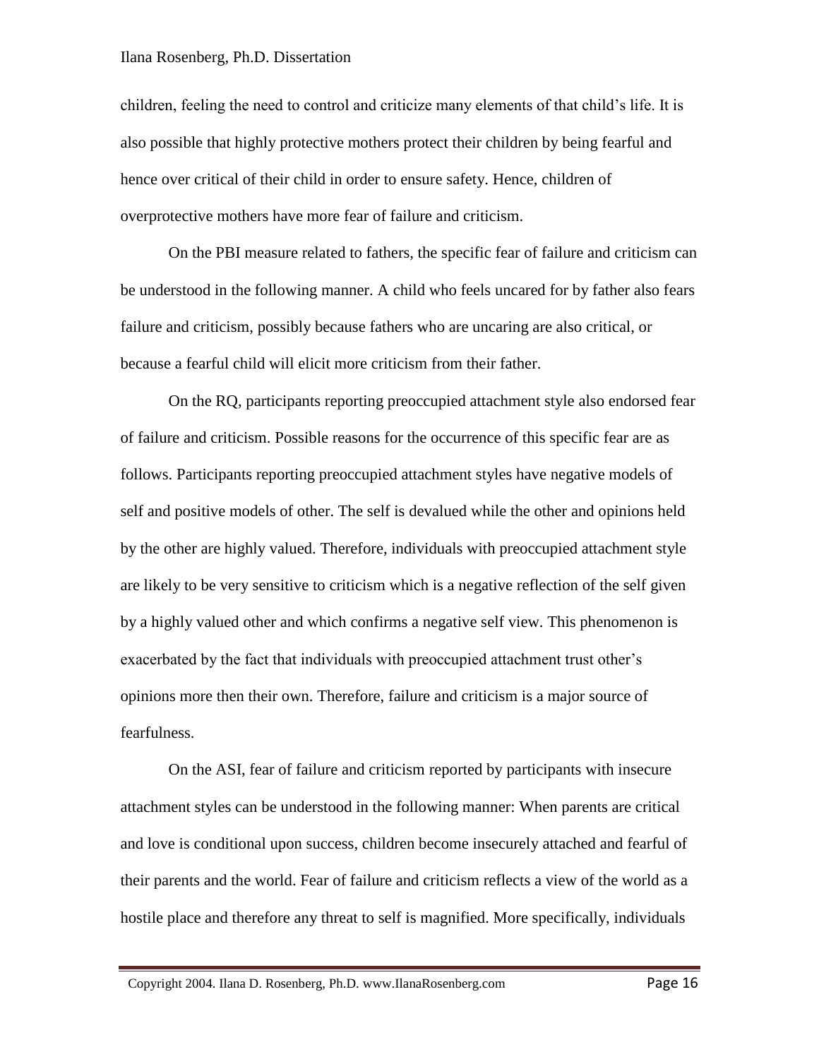children, feeling the need to control and criticize many elements of that child's life. It is also possible that highly protective mothers protect their children by being fearful and hence over critical of their child in order to ensure safety. Hence, children of overprotective mothers have more fear of failure and criticism.

On the PBI measure related to fathers, the specific fear of failure and criticism can be understood in the following manner. A child who feels uncared for by father also fears failure and criticism, possibly because fathers who are uncaring are also critical, or because a fearful child will elicit more criticism from their father.

On the RQ, participants reporting preoccupied attachment style also endorsed fear of failure and criticism. Possible reasons for the occurrence of this specific fear are as follows. Participants reporting preoccupied attachment styles have negative models of self and positive models of other. The self is devalued while the other and opinions held by the other are highly valued. Therefore, individuals with preoccupied attachment style are likely to be very sensitive to criticism which is a negative reflection of the self given by a highly valued other and which confirms a negative self view. This phenomenon is exacerbated by the fact that individuals with preoccupied attachment trust other's opinions more then their own. Therefore, failure and criticism is a major source of fearfulness.

On the ASI, fear of failure and criticism reported by participants with insecure attachment styles can be understood in the following manner: When parents are critical and love is conditional upon success, children become insecurely attached and fearful of their parents and the world. Fear of failure and criticism reflects a view of the world as a hostile place and therefore any threat to self is magnified. More specifically, individuals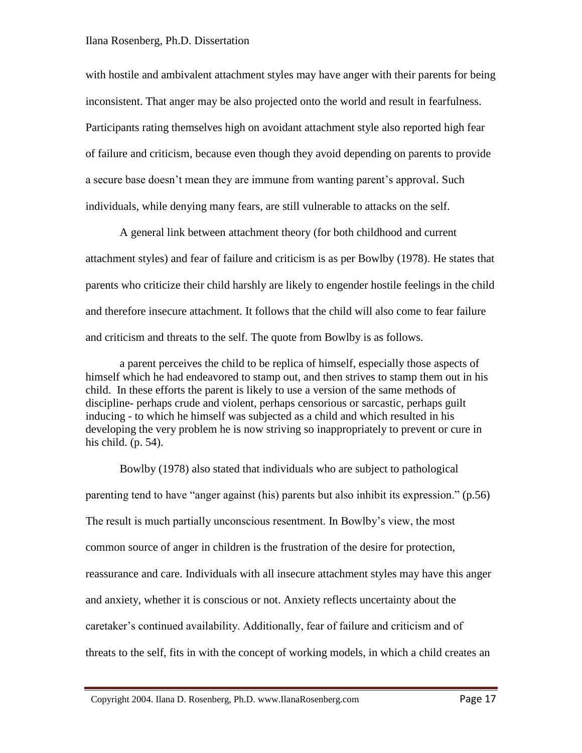with hostile and ambivalent attachment styles may have anger with their parents for being inconsistent. That anger may be also projected onto the world and result in fearfulness. Participants rating themselves high on avoidant attachment style also reported high fear of failure and criticism, because even though they avoid depending on parents to provide a secure base doesn't mean they are immune from wanting parent's approval. Such individuals, while denying many fears, are still vulnerable to attacks on the self.

A general link between attachment theory (for both childhood and current attachment styles) and fear of failure and criticism is as per Bowlby (1978). He states that parents who criticize their child harshly are likely to engender hostile feelings in the child and therefore insecure attachment. It follows that the child will also come to fear failure and criticism and threats to the self. The quote from Bowlby is as follows.

> a parent perceives the child to be replica of himself, especially those aspects of himself which he had endeavored to stamp out, and then strives to stamp them out in his child. In these efforts the parent is likely to use a version of the same methods of discipline- perhaps crude and violent, perhaps censorious or sarcastic, perhaps guilt inducing - to which he himself was subjected as a child and which resulted in his developing the very problem he is now striving so inappropriately to prevent or cure in his child. (p. 54).

Bowlby (1978) also stated that individuals who are subject to pathological parenting tend to have "anger against (his) parents but also inhibit its expression." (p.56) The result is much partially unconscious resentment. In Bowlby's view, the most common source of anger in children is the frustration of the desire for protection, reassurance and care. Individuals with all insecure attachment styles may have this anger and anxiety, whether it is conscious or not. Anxiety reflects uncertainty about the caretaker's continued availability. Additionally, fear of failure and criticism and of threats to the self, fits in with the concept of working models, in which a child creates an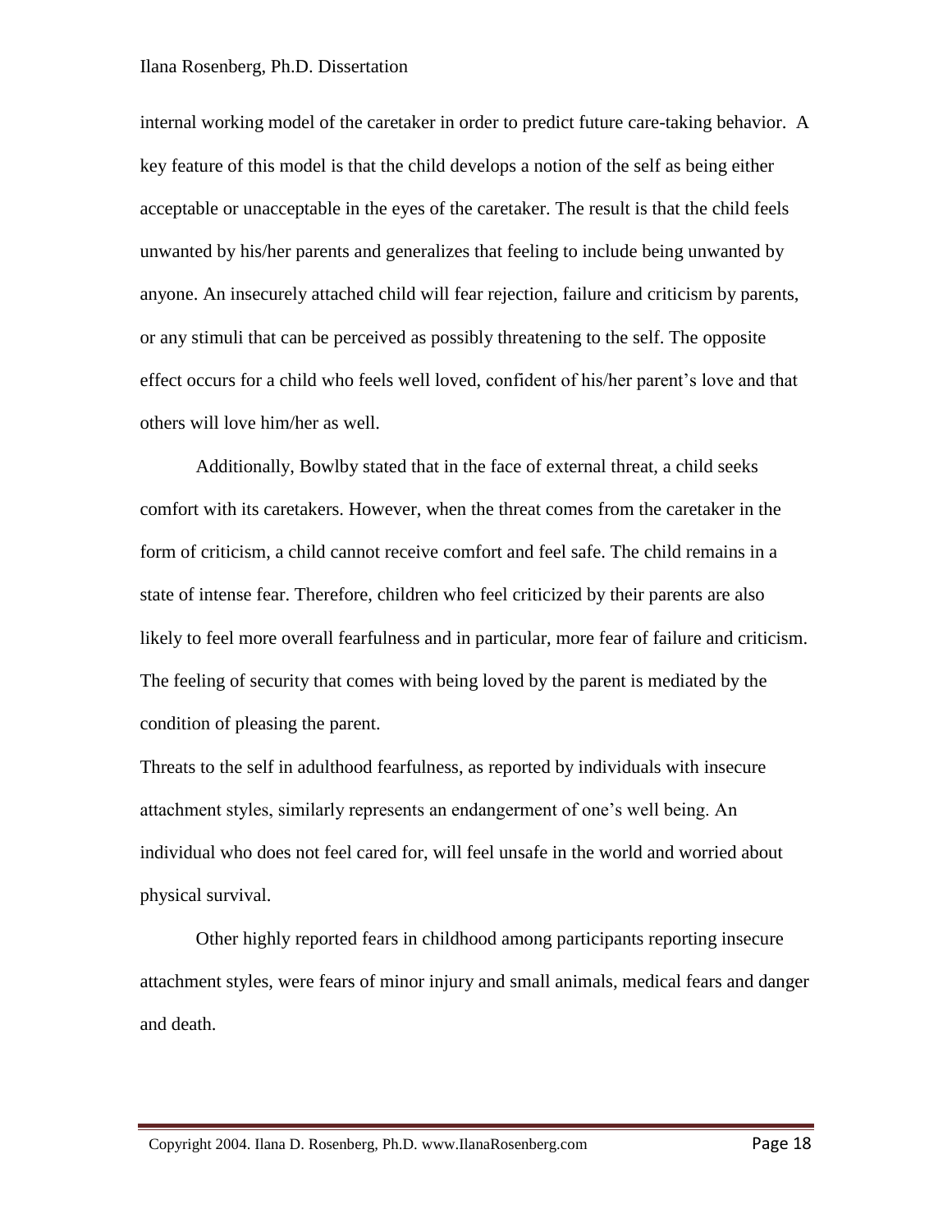internal working model of the caretaker in order to predict future care-taking behavior. A key feature of this model is that the child develops a notion of the self as being either acceptable or unacceptable in the eyes of the caretaker. The result is that the child feels unwanted by his/her parents and generalizes that feeling to include being unwanted by anyone. An insecurely attached child will fear rejection, failure and criticism by parents, or any stimuli that can be perceived as possibly threatening to the self. The opposite effect occurs for a child who feels well loved, confident of his/her parent's love and that others will love him/her as well.

Additionally, Bowlby stated that in the face of external threat, a child seeks comfort with its caretakers. However, when the threat comes from the caretaker in the form of criticism, a child cannot receive comfort and feel safe. The child remains in a state of intense fear. Therefore, children who feel criticized by their parents are also likely to feel more overall fearfulness and in particular, more fear of failure and criticism. The feeling of security that comes with being loved by the parent is mediated by the condition of pleasing the parent.

Threats to the self in adulthood fearfulness, as reported by individuals with insecure attachment styles, similarly represents an endangerment of one's well being. An individual who does not feel cared for, will feel unsafe in the world and worried about physical survival.

Other highly reported fears in childhood among participants reporting insecure attachment styles, were fears of minor injury and small animals, medical fears and danger and death.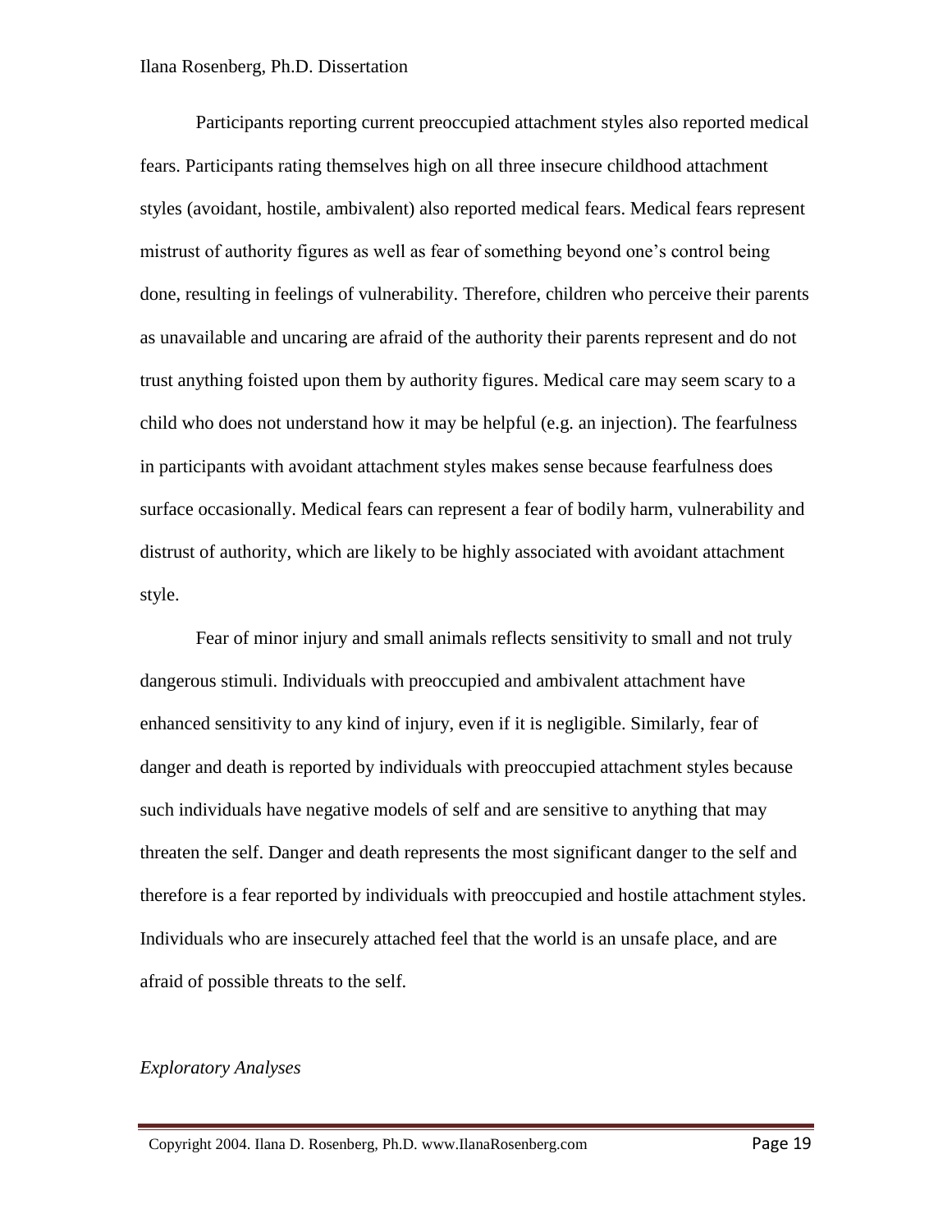Participants reporting current preoccupied attachment styles also reported medical fears. Participants rating themselves high on all three insecure childhood attachment styles (avoidant, hostile, ambivalent) also reported medical fears. Medical fears represent mistrust of authority figures as well as fear of something beyond one's control being done, resulting in feelings of vulnerability. Therefore, children who perceive their parents as unavailable and uncaring are afraid of the authority their parents represent and do not trust anything foisted upon them by authority figures. Medical care may seem scary to a child who does not understand how it may be helpful (e.g. an injection). The fearfulness in participants with avoidant attachment styles makes sense because fearfulness does surface occasionally. Medical fears can represent a fear of bodily harm, vulnerability and distrust of authority, which are likely to be highly associated with avoidant attachment style.

Fear of minor injury and small animals reflects sensitivity to small and not truly dangerous stimuli. Individuals with preoccupied and ambivalent attachment have enhanced sensitivity to any kind of injury, even if it is negligible. Similarly, fear of danger and death is reported by individuals with preoccupied attachment styles because such individuals have negative models of self and are sensitive to anything that may threaten the self. Danger and death represents the most significant danger to the self and therefore is a fear reported by individuals with preoccupied and hostile attachment styles. Individuals who are insecurely attached feel that the world is an unsafe place, and are afraid of possible threats to the self.

*Exploratory Analyses*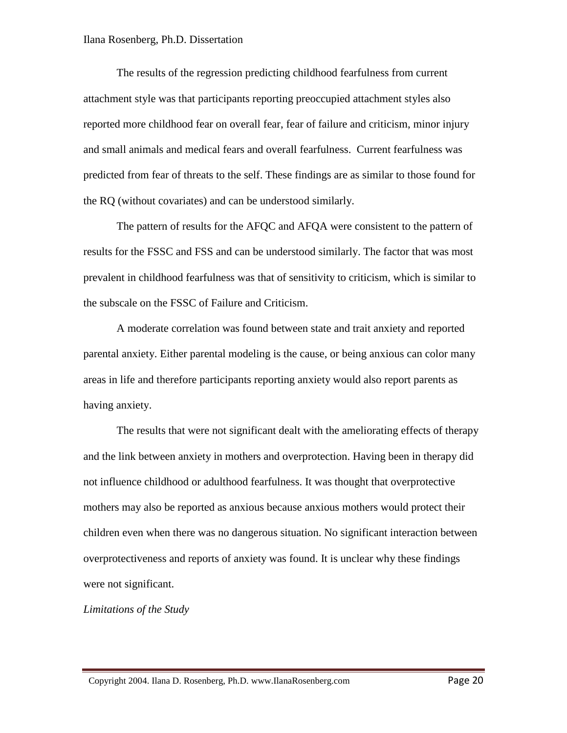The results of the regression predicting childhood fearfulness from current attachment style was that participants reporting preoccupied attachment styles also reported more childhood fear on overall fear, fear of failure and criticism, minor injury and small animals and medical fears and overall fearfulness. Current fearfulness was predicted from fear of threats to the self. These findings are as similar to those found for the RQ (without covariates) and can be understood similarly.

The pattern of results for the AFQC and AFQA were consistent to the pattern of results for the FSSC and FSS and can be understood similarly. The factor that was most prevalent in childhood fearfulness was that of sensitivity to criticism, which is similar to the subscale on the FSSC of Failure and Criticism.

A moderate correlation was found between state and trait anxiety and reported parental anxiety. Either parental modeling is the cause, or being anxious can color many areas in life and therefore participants reporting anxiety would also report parents as having anxiety.

The results that were not significant dealt with the ameliorating effects of therapy and the link between anxiety in mothers and overprotection. Having been in therapy did not influence childhood or adulthood fearfulness. It was thought that overprotective mothers may also be reported as anxious because anxious mothers would protect their children even when there was no dangerous situation. No significant interaction between overprotectiveness and reports of anxiety was found. It is unclear why these findings were not significant.

*Limitations of the Study*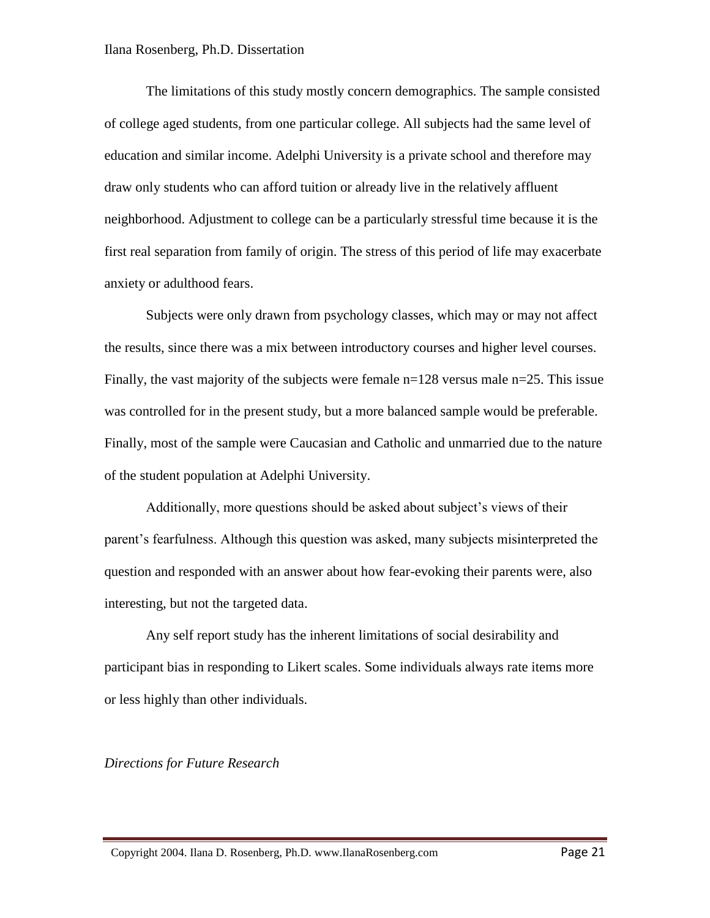The limitations of this study mostly concern demographics. The sample consisted of college aged students, from one particular college. All subjects had the same level of education and similar income. Adelphi University is a private school and therefore may draw only students who can afford tuition or already live in the relatively affluent neighborhood. Adjustment to college can be a particularly stressful time because it is the first real separation from family of origin. The stress of this period of life may exacerbate anxiety or adulthood fears.

Subjects were only drawn from psychology classes, which may or may not affect the results, since there was a mix between introductory courses and higher level courses. Finally, the vast majority of the subjects were female $n=128$ versus male $n=25$. This issue was controlled for in the present study, but a more balanced sample would be preferable. Finally, most of the sample were Caucasian and Catholic and unmarried due to the nature of the student population at Adelphi University.

Additionally, more questions should be asked about subject's views of their parent's fearfulness. Although this question was asked, many subjects misinterpreted the question and responded with an answer about how fear-evoking their parents were, also interesting, but not the targeted data.

Any self report study has the inherent limitations of social desirability and participant bias in responding to Likert scales. Some individuals always rate items more or less highly than other individuals.

*Directions for Future Research*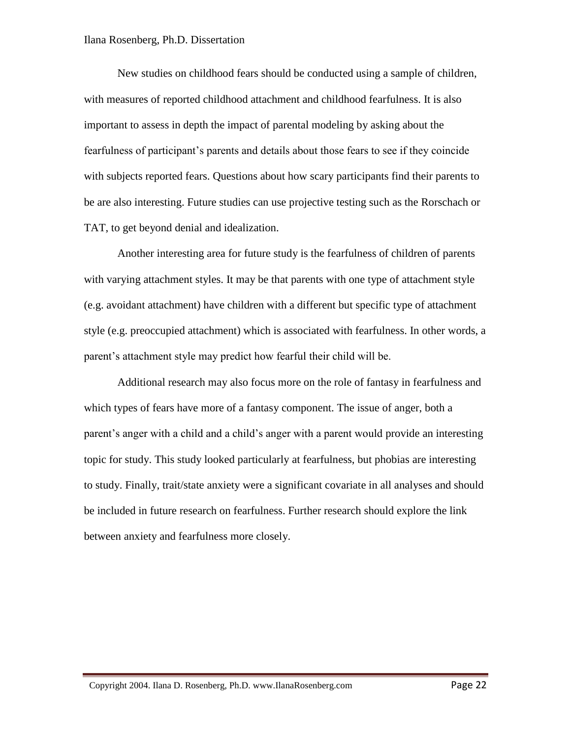New studies on childhood fears should be conducted using a sample of children, with measures of reported childhood attachment and childhood fearfulness. It is also important to assess in depth the impact of parental modeling by asking about the fearfulness of participant's parents and details about those fears to see if they coincide with subjects reported fears. Questions about how scary participants find their parents to be are also interesting. Future studies can use projective testing such as the Rorschach or TAT, to get beyond denial and idealization.

Another interesting area for future study is the fearfulness of children of parents with varying attachment styles. It may be that parents with one type of attachment style (e.g. avoidant attachment) have children with a different but specific type of attachment style (e.g. preoccupied attachment) which is associated with fearfulness. In other words, a parent's attachment style may predict how fearful their child will be.

Additional research may also focus more on the role of fantasy in fearfulness and which types of fears have more of a fantasy component. The issue of anger, both a parent's anger with a child and a child's anger with a parent would provide an interesting topic for study. This study looked particularly at fearfulness, but phobias are interesting to study. Finally, trait/state anxiety were a significant covariate in all analyses and should be included in future research on fearfulness. Further research should explore the link between anxiety and fearfulness more closely.